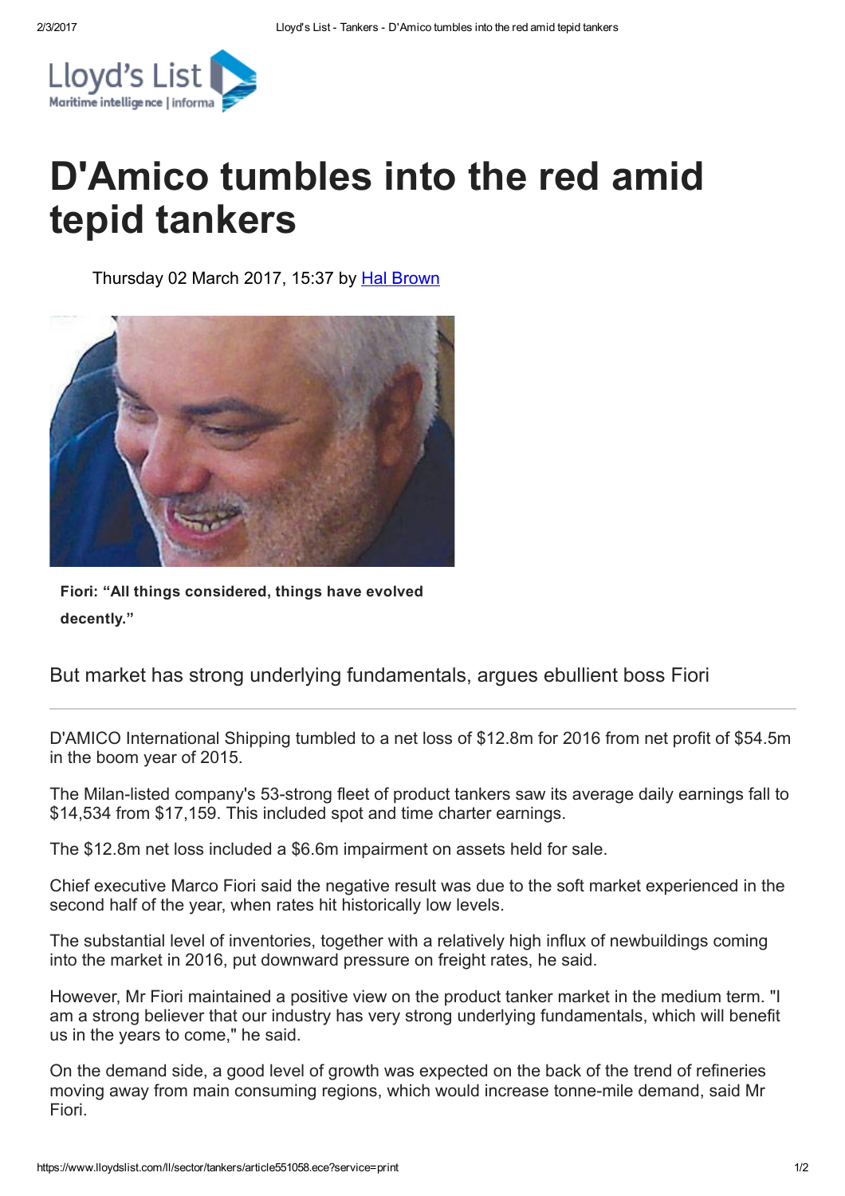# D'Amico tumbles into the red amid tepid tankers

Thursday 02 March 2017, 15:37 by Hal Brown

**Fiori: "All things considered, things have evolved decently."**

But market has strong underlying fundamentals, argues ebullient boss Fiori

---

D'AMICO International Shipping tumbled to a net loss of $12.8m for 2016 from net profit of $54.5m in the boom year of 2015.

The Milan-listed company's 53-strong fleet of product tankers saw its average daily earnings fall to $14,534 from $17,159. This included spot and time charter earnings.

The $12.8m net loss included a $6.6m impairment on assets held for sale.

Chief executive Marco Fiori said the negative result was due to the soft market experienced in the second half of the year, when rates hit historically low levels.

The substantial level of inventories, together with a relatively high influx of newbuildings coming into the market in 2016, put downward pressure on freight rates, he said.

However, Mr Fiori maintained a positive view on the product tanker market in the medium term. "I am a strong believer that our industry has very strong underlying fundamentals, which will benefit us in the years to come," he said.

On the demand side, a good level of growth was expected on the back of the trend of refineries moving away from main consuming regions, which would increase tonne-mile demand, said Mr Fiori.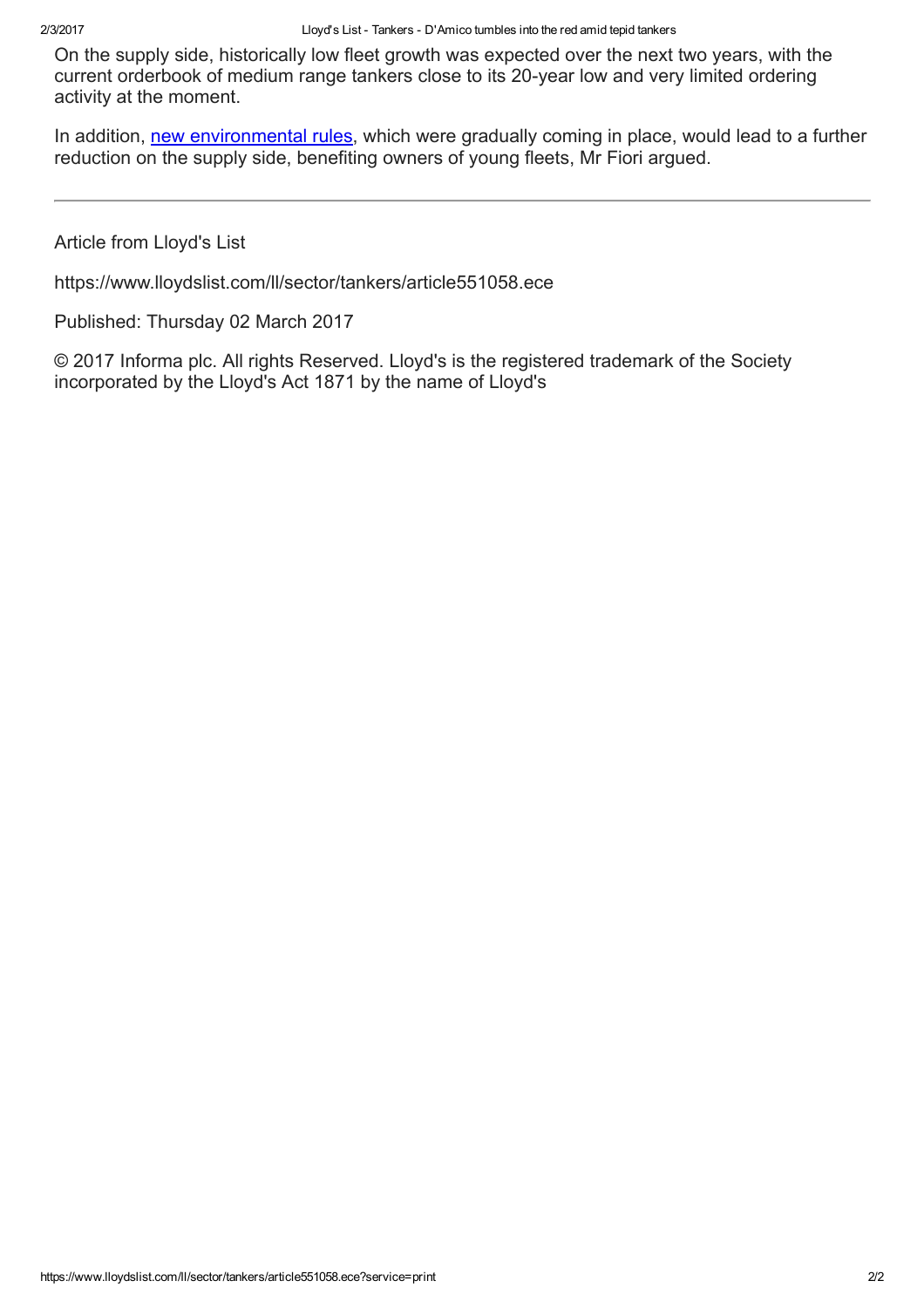On the supply side, historically low fleet growth was expected over the next two years, with the current orderbook of medium range tankers close to its 20-year low and very limited ordering activity at the moment.

In addition, new environmental rules, which were gradually coming in place, would lead to a further reduction on the supply side, benefiting owners of young fleets, Mr Fiori argued.

---

Article from Lloyd's List

https://www.lloydslist.com/ll/sector/tankers/article551058.ece

Published: Thursday 02 March 2017

© 2017 Informa plc. All rights Reserved. Lloyd's is the registered trademark of the Society incorporated by the Lloyd's Act 1871 by the name of Lloyd's